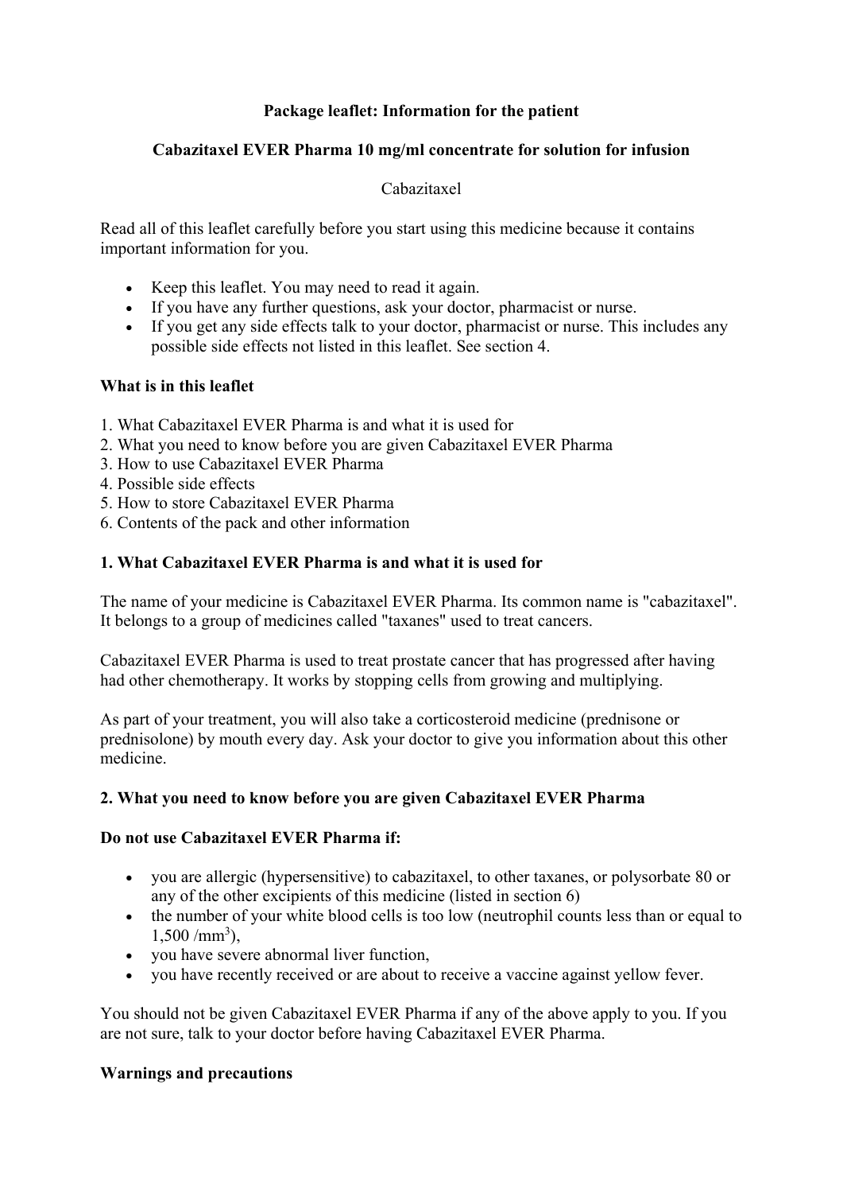**Package leaflet: Information for the patient**

**Cabazitaxel EVER Pharma 10 mg/ml concentrate for solution for infusion**

Cabazitaxel

Read all of this leaflet carefully before you start using this medicine because it contains important information for you.

- Keep this leaflet. You may need to read it again.
- If you have any further questions, ask your doctor, pharmacist or nurse.
- If you get any side effects talk to your doctor, pharmacist or nurse. This includes any possible side effects not listed in this leaflet. See section 4.

**What is in this leaflet**

1. What Cabazitaxel EVER Pharma is and what it is used for
2. What you need to know before you are given Cabazitaxel EVER Pharma
3. How to use Cabazitaxel EVER Pharma
4. Possible side effects
5. How to store Cabazitaxel EVER Pharma
6. Contents of the pack and other information

## 1. What Cabazitaxel EVER Pharma is and what it is used for

The name of your medicine is Cabazitaxel EVER Pharma. Its common name is "cabazitaxel". It belongs to a group of medicines called "taxanes" used to treat cancers.

Cabazitaxel EVER Pharma is used to treat prostate cancer that has progressed after having had other chemotherapy. It works by stopping cells from growing and multiplying.

As part of your treatment, you will also take a corticosteroid medicine (prednisone or prednisolone) by mouth every day. Ask your doctor to give you information about this other medicine.

## 2. What you need to know before you are given Cabazitaxel EVER Pharma

**Do not use Cabazitaxel EVER Pharma if:**

- you are allergic (hypersensitive) to cabazitaxel, to other taxanes, or polysorbate 80 or any of the other excipients of this medicine (listed in section 6)
- the number of your white blood cells is too low (neutrophil counts less than or equal to 1,500 /mm$^3$),
- you have severe abnormal liver function,
- you have recently received or are about to receive a vaccine against yellow fever.

You should not be given Cabazitaxel EVER Pharma if any of the above apply to you. If you are not sure, talk to your doctor before having Cabazitaxel EVER Pharma.

**Warnings and precautions**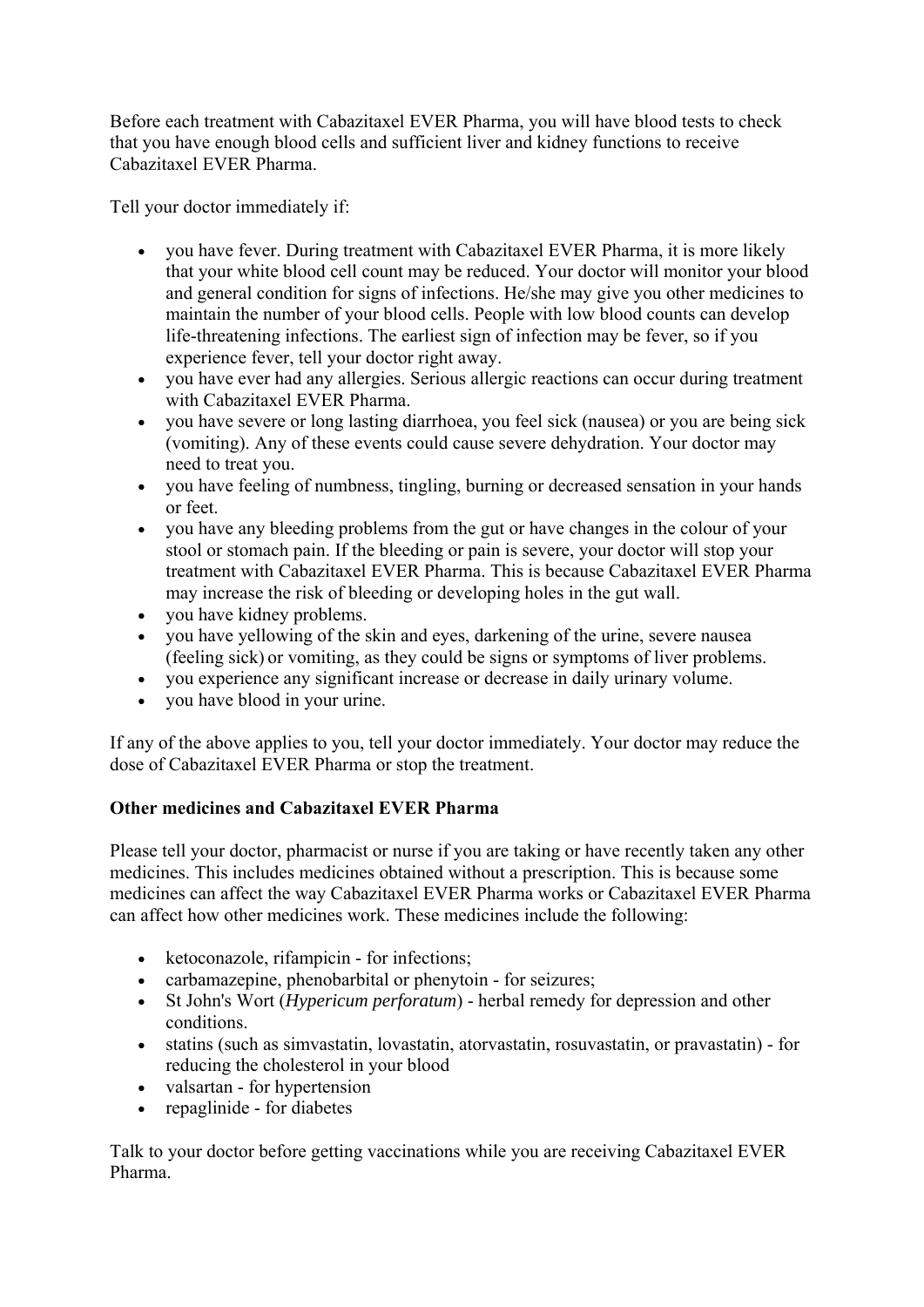Before each treatment with Cabazitaxel EVER Pharma, you will have blood tests to check that you have enough blood cells and sufficient liver and kidney functions to receive Cabazitaxel EVER Pharma.

Tell your doctor immediately if:

- you have fever. During treatment with Cabazitaxel EVER Pharma, it is more likely that your white blood cell count may be reduced. Your doctor will monitor your blood and general condition for signs of infections. He/she may give you other medicines to maintain the number of your blood cells. People with low blood counts can develop life-threatening infections. The earliest sign of infection may be fever, so if you experience fever, tell your doctor right away.
- you have ever had any allergies. Serious allergic reactions can occur during treatment with Cabazitaxel EVER Pharma.
- you have severe or long lasting diarrhoea, you feel sick (nausea) or you are being sick (vomiting). Any of these events could cause severe dehydration. Your doctor may need to treat you.
- you have feeling of numbness, tingling, burning or decreased sensation in your hands or feet.
- you have any bleeding problems from the gut or have changes in the colour of your stool or stomach pain. If the bleeding or pain is severe, your doctor will stop your treatment with Cabazitaxel EVER Pharma. This is because Cabazitaxel EVER Pharma may increase the risk of bleeding or developing holes in the gut wall.
- you have kidney problems.
- you have yellowing of the skin and eyes, darkening of the urine, severe nausea (feeling sick) or vomiting, as they could be signs or symptoms of liver problems.
- you experience any significant increase or decrease in daily urinary volume.
- you have blood in your urine.

If any of the above applies to you, tell your doctor immediately. Your doctor may reduce the dose of Cabazitaxel EVER Pharma or stop the treatment.

**Other medicines and Cabazitaxel EVER Pharma**

Please tell your doctor, pharmacist or nurse if you are taking or have recently taken any other medicines. This includes medicines obtained without a prescription. This is because some medicines can affect the way Cabazitaxel EVER Pharma works or Cabazitaxel EVER Pharma can affect how other medicines work. These medicines include the following:

- ketoconazole, rifampicin - for infections;
- carbamazepine, phenobarbital or phenytoin - for seizures;
- St John's Wort (*Hypericum perforatum*) - herbal remedy for depression and other conditions.
- statins (such as simvastatin, lovastatin, atorvastatin, rosuvastatin, or pravastatin) - for reducing the cholesterol in your blood
- valsartan - for hypertension
- repaglinide - for diabetes

Talk to your doctor before getting vaccinations while you are receiving Cabazitaxel EVER Pharma.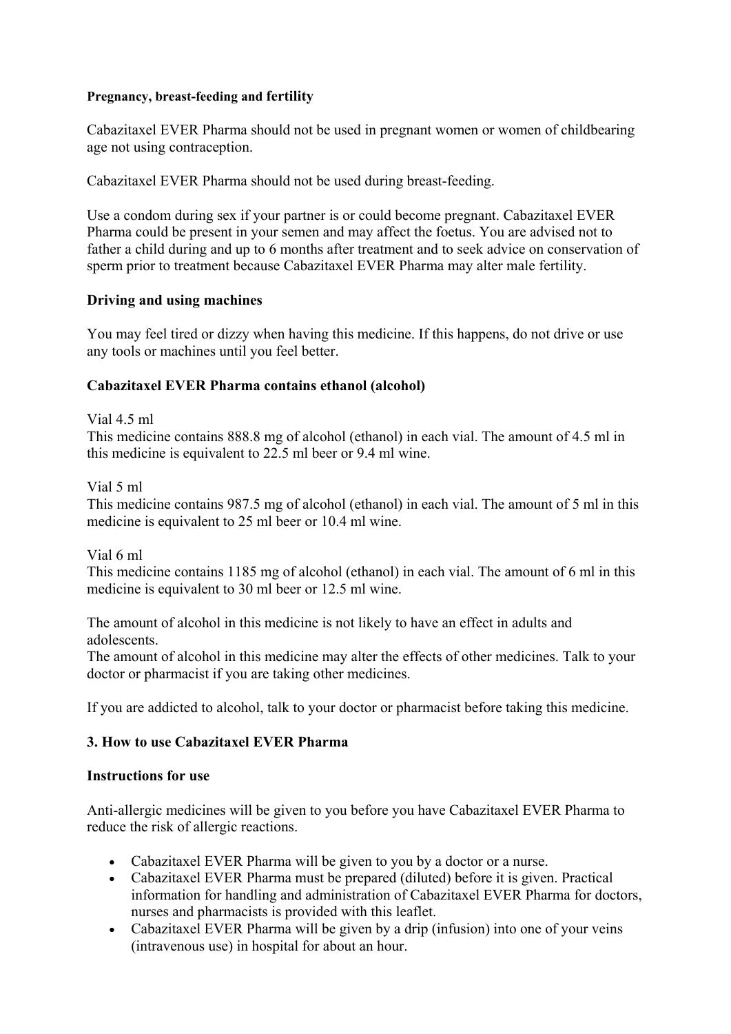**Pregnancy, breast-feeding and fertility**

Cabazitaxel EVER Pharma should not be used in pregnant women or women of childbearing age not using contraception.

Cabazitaxel EVER Pharma should not be used during breast-feeding.

Use a condom during sex if your partner is or could become pregnant. Cabazitaxel EVER Pharma could be present in your semen and may affect the foetus. You are advised not to father a child during and up to 6 months after treatment and to seek advice on conservation of sperm prior to treatment because Cabazitaxel EVER Pharma may alter male fertility.

**Driving and using machines**

You may feel tired or dizzy when having this medicine. If this happens, do not drive or use any tools or machines until you feel better.

**Cabazitaxel EVER Pharma contains ethanol (alcohol)**

Vial 4.5 ml
This medicine contains 888.8 mg of alcohol (ethanol) in each vial. The amount of 4.5 ml in this medicine is equivalent to 22.5 ml beer or 9.4 ml wine.

Vial 5 ml
This medicine contains 987.5 mg of alcohol (ethanol) in each vial. The amount of 5 ml in this medicine is equivalent to 25 ml beer or 10.4 ml wine.

Vial 6 ml
This medicine contains 1185 mg of alcohol (ethanol) in each vial. The amount of 6 ml in this medicine is equivalent to 30 ml beer or 12.5 ml wine.

The amount of alcohol in this medicine is not likely to have an effect in adults and adolescents.
The amount of alcohol in this medicine may alter the effects of other medicines. Talk to your doctor or pharmacist if you are taking other medicines.

If you are addicted to alcohol, talk to your doctor or pharmacist before taking this medicine.

## 3. How to use Cabazitaxel EVER Pharma

**Instructions for use**

Anti-allergic medicines will be given to you before you have Cabazitaxel EVER Pharma to reduce the risk of allergic reactions.

- Cabazitaxel EVER Pharma will be given to you by a doctor or a nurse.
- Cabazitaxel EVER Pharma must be prepared (diluted) before it is given. Practical information for handling and administration of Cabazitaxel EVER Pharma for doctors, nurses and pharmacists is provided with this leaflet.
- Cabazitaxel EVER Pharma will be given by a drip (infusion) into one of your veins (intravenous use) in hospital for about an hour.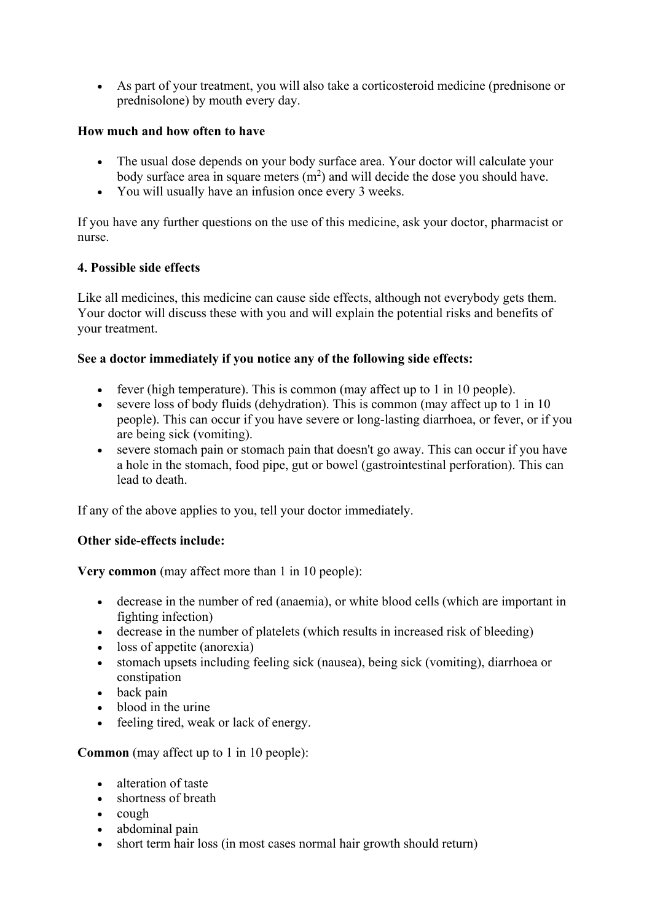- As part of your treatment, you will also take a corticosteroid medicine (prednisone or prednisolone) by mouth every day.

**How much and how often to have**

- The usual dose depends on your body surface area. Your doctor will calculate your body surface area in square meters ($m^2$) and will decide the dose you should have.
- You will usually have an infusion once every 3 weeks.

If you have any further questions on the use of this medicine, ask your doctor, pharmacist or nurse.

**4. Possible side effects**

Like all medicines, this medicine can cause side effects, although not everybody gets them. Your doctor will discuss these with you and will explain the potential risks and benefits of your treatment.

**See a doctor immediately if you notice any of the following side effects:**

- fever (high temperature). This is common (may affect up to 1 in 10 people).
- severe loss of body fluids (dehydration). This is common (may affect up to 1 in 10 people). This can occur if you have severe or long-lasting diarrhoea, or fever, or if you are being sick (vomiting).
- severe stomach pain or stomach pain that doesn't go away. This can occur if you have a hole in the stomach, food pipe, gut or bowel (gastrointestinal perforation). This can lead to death.

If any of the above applies to you, tell your doctor immediately.

**Other side-effects include:**

**Very common** (may affect more than 1 in 10 people):

- decrease in the number of red (anaemia), or white blood cells (which are important in fighting infection)
- decrease in the number of platelets (which results in increased risk of bleeding)
- loss of appetite (anorexia)
- stomach upsets including feeling sick (nausea), being sick (vomiting), diarrhoea or constipation
- back pain
- blood in the urine
- feeling tired, weak or lack of energy.

**Common** (may affect up to 1 in 10 people):

- alteration of taste
- shortness of breath
- cough
- abdominal pain
- short term hair loss (in most cases normal hair growth should return)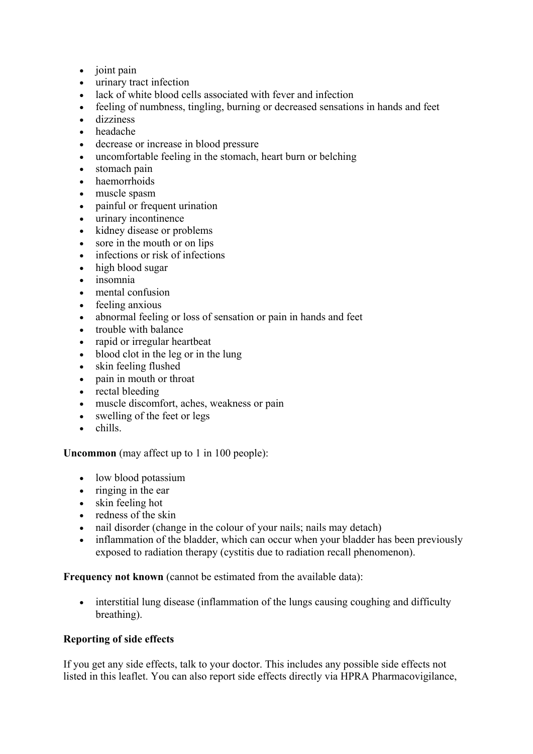- joint pain
- urinary tract infection
- lack of white blood cells associated with fever and infection
- feeling of numbness, tingling, burning or decreased sensations in hands and feet
- dizziness
- headache
- decrease or increase in blood pressure
- uncomfortable feeling in the stomach, heart burn or belching
- stomach pain
- haemorrhoids
- muscle spasm
- painful or frequent urination
- urinary incontinence
- kidney disease or problems
- sore in the mouth or on lips
- infections or risk of infections
- high blood sugar
- insomnia
- mental confusion
- feeling anxious
- abnormal feeling or loss of sensation or pain in hands and feet
- trouble with balance
- rapid or irregular heartbeat
- blood clot in the leg or in the lung
- skin feeling flushed
- pain in mouth or throat
- rectal bleeding
- muscle discomfort, aches, weakness or pain
- swelling of the feet or legs
- chills.

**Uncommon** (may affect up to 1 in 100 people):

- low blood potassium
- ringing in the ear
- skin feeling hot
- redness of the skin
- nail disorder (change in the colour of your nails; nails may detach)
- inflammation of the bladder, which can occur when your bladder has been previously exposed to radiation therapy (cystitis due to radiation recall phenomenon).

**Frequency not known** (cannot be estimated from the available data):

- interstitial lung disease (inflammation of the lungs causing coughing and difficulty breathing).

**Reporting of side effects**

If you get any side effects, talk to your doctor. This includes any possible side effects not listed in this leaflet. You can also report side effects directly via HPRA Pharmacovigilance,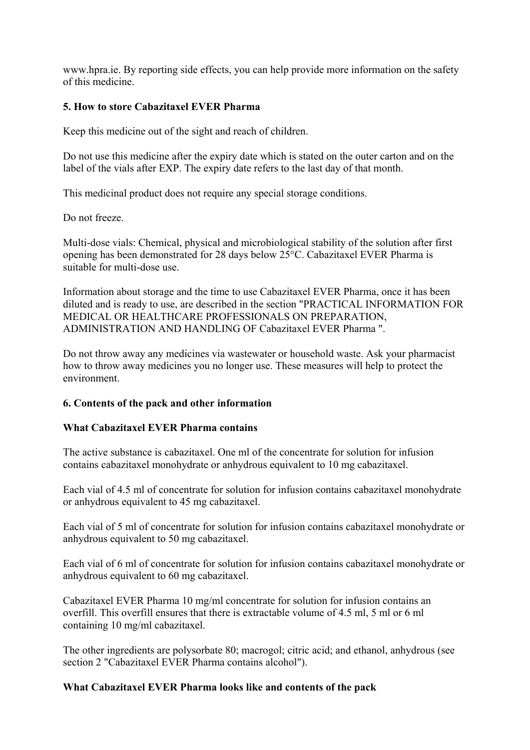www.hpra.ie. By reporting side effects, you can help provide more information on the safety of this medicine.

## 5. How to store Cabazitaxel EVER Pharma

Keep this medicine out of the sight and reach of children.

Do not use this medicine after the expiry date which is stated on the outer carton and on the label of the vials after EXP. The expiry date refers to the last day of that month.

This medicinal product does not require any special storage conditions.

Do not freeze.

Multi-dose vials: Chemical, physical and microbiological stability of the solution after first opening has been demonstrated for 28 days below 25°C. Cabazitaxel EVER Pharma is suitable for multi-dose use.

Information about storage and the time to use Cabazitaxel EVER Pharma, once it has been diluted and is ready to use, are described in the section "PRACTICAL INFORMATION FOR MEDICAL OR HEALTHCARE PROFESSIONALS ON PREPARATION, ADMINISTRATION AND HANDLING OF Cabazitaxel EVER Pharma ".

Do not throw away any medicines via wastewater or household waste. Ask your pharmacist how to throw away medicines you no longer use. These measures will help to protect the environment.

## 6. Contents of the pack and other information

### What Cabazitaxel EVER Pharma contains

The active substance is cabazitaxel. One ml of the concentrate for solution for infusion contains cabazitaxel monohydrate or anhydrous equivalent to 10 mg cabazitaxel.

Each vial of 4.5 ml of concentrate for solution for infusion contains cabazitaxel monohydrate or anhydrous equivalent to 45 mg cabazitaxel.

Each vial of 5 ml of concentrate for solution for infusion contains cabazitaxel monohydrate or anhydrous equivalent to 50 mg cabazitaxel.

Each vial of 6 ml of concentrate for solution for infusion contains cabazitaxel monohydrate or anhydrous equivalent to 60 mg cabazitaxel.

Cabazitaxel EVER Pharma 10 mg/ml concentrate for solution for infusion contains an overfill. This overfill ensures that there is extractable volume of 4.5 ml, 5 ml or 6 ml containing 10 mg/ml cabazitaxel.

The other ingredients are polysorbate 80; macrogol; citric acid; and ethanol, anhydrous (see section 2 "Cabazitaxel EVER Pharma contains alcohol").

### What Cabazitaxel EVER Pharma looks like and contents of the pack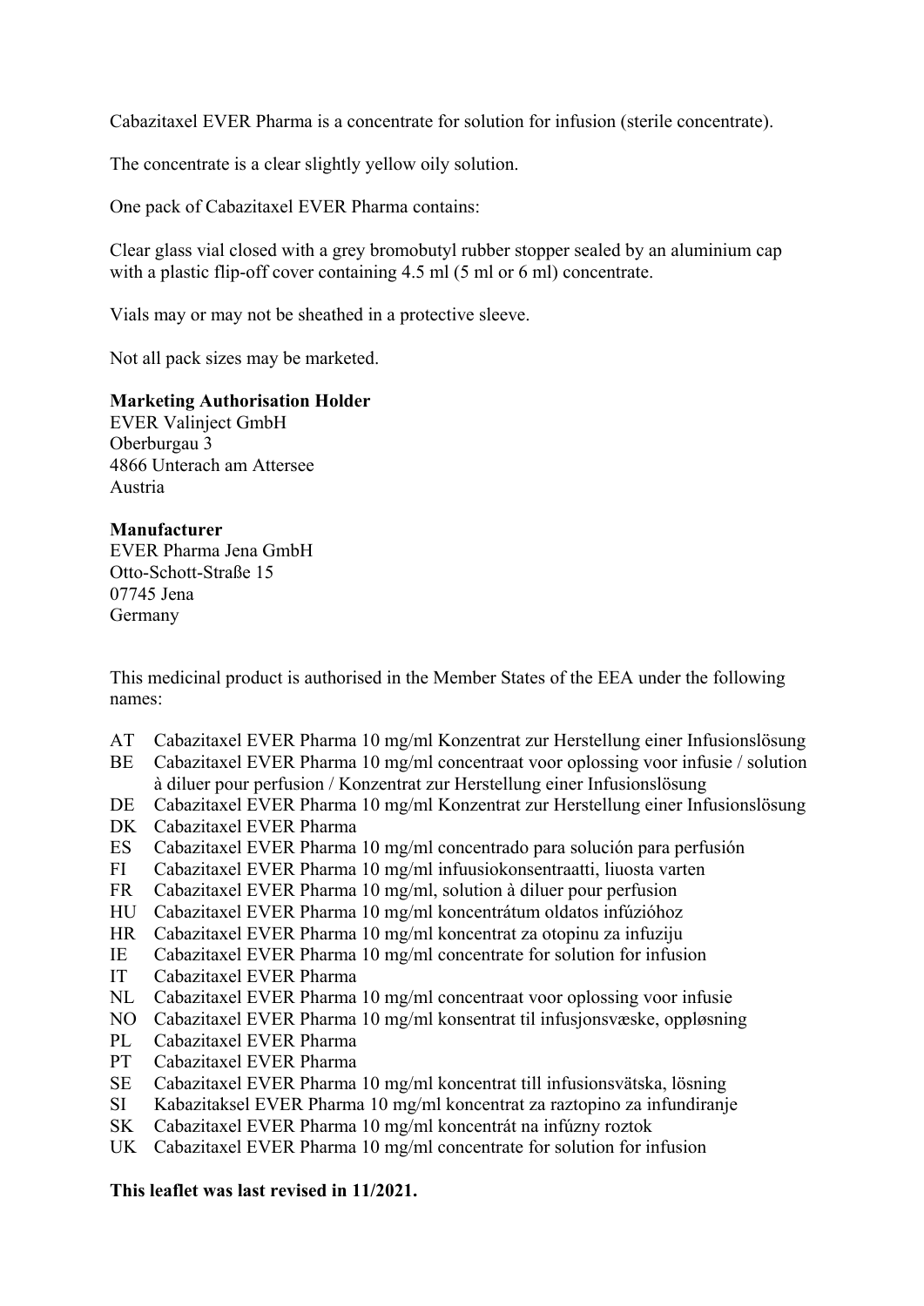Cabazitaxel EVER Pharma is a concentrate for solution for infusion (sterile concentrate).

The concentrate is a clear slightly yellow oily solution.

One pack of Cabazitaxel EVER Pharma contains:

Clear glass vial closed with a grey bromobutyl rubber stopper sealed by an aluminium cap with a plastic flip-off cover containing 4.5 ml (5 ml or 6 ml) concentrate.

Vials may or may not be sheathed in a protective sleeve.

Not all pack sizes may be marketed.

**Marketing Authorisation Holder**
EVER Valinject GmbH
Oberburgau 3
4866 Unterach am Attersee
Austria

**Manufacturer**
EVER Pharma Jena GmbH
Otto-Schott-Straße 15
07745 Jena
Germany

This medicinal product is authorised in the Member States of the EEA under the following names:

- AT Cabazitaxel EVER Pharma 10 mg/ml Konzentrat zur Herstellung einer Infusionslösung
- BE Cabazitaxel EVER Pharma 10 mg/ml concentraat voor oplossing voor infusie / solution à diluer pour perfusion / Konzentrat zur Herstellung einer Infusionslösung
- DE Cabazitaxel EVER Pharma 10 mg/ml Konzentrat zur Herstellung einer Infusionslösung
- DK Cabazitaxel EVER Pharma
- ES Cabazitaxel EVER Pharma 10 mg/ml concentrado para solución para perfusión
- FI Cabazitaxel EVER Pharma 10 mg/ml infuusiokonsentraatti, liuosta varten
- FR Cabazitaxel EVER Pharma 10 mg/ml, solution à diluer pour perfusion
- HU Cabazitaxel EVER Pharma 10 mg/ml koncentrátum oldatos infúzióhoz
- HR Cabazitaxel EVER Pharma 10 mg/ml koncentrat za otopinu za infuziju
- IE Cabazitaxel EVER Pharma 10 mg/ml concentrate for solution for infusion
- IT Cabazitaxel EVER Pharma
- NL Cabazitaxel EVER Pharma 10 mg/ml concentraat voor oplossing voor infusie
- NO Cabazitaxel EVER Pharma 10 mg/ml konsentrat til infusjonsvæske, oppløsning
- PL Cabazitaxel EVER Pharma
- PT Cabazitaxel EVER Pharma
- SE Cabazitaxel EVER Pharma 10 mg/ml koncentrat till infusionsvätska, lösning
- SI Kabazitaksel EVER Pharma 10 mg/ml koncentrat za raztopino za infundiranje
- SK Cabazitaxel EVER Pharma 10 mg/ml koncentrát na infúzny roztok
- UK Cabazitaxel EVER Pharma 10 mg/ml concentrate for solution for infusion

**This leaflet was last revised in 11/2021.**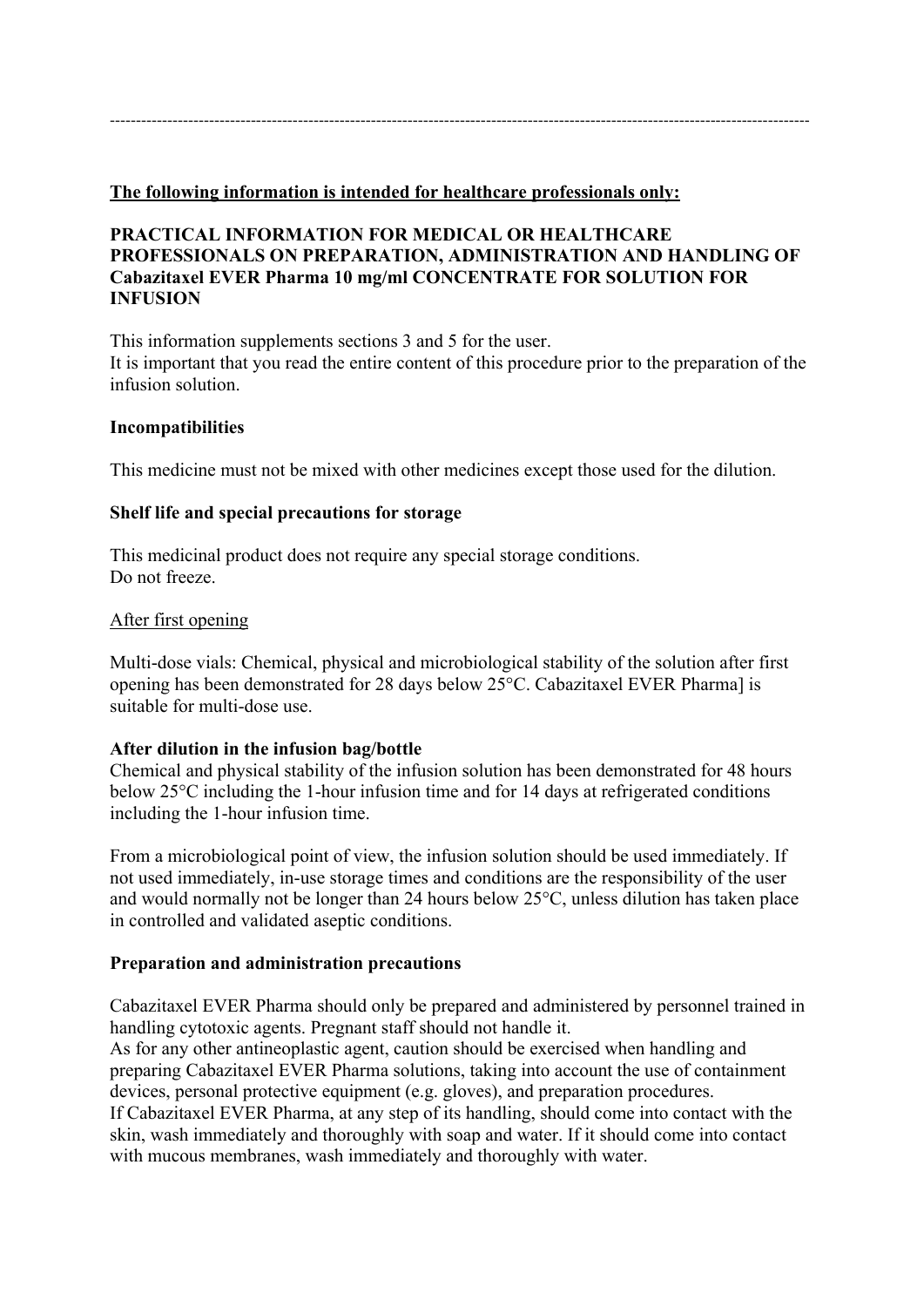---

**<u>The following information is intended for healthcare professionals only:</u>**

**PRACTICAL INFORMATION FOR MEDICAL OR HEALTHCARE PROFESSIONALS ON PREPARATION, ADMINISTRATION AND HANDLING OF Cabazitaxel EVER Pharma 10 mg/ml CONCENTRATE FOR SOLUTION FOR INFUSION**

This information supplements sections 3 and 5 for the user.
It is important that you read the entire content of this procedure prior to the preparation of the infusion solution.

**Incompatibilities**

This medicine must not be mixed with other medicines except those used for the dilution.

**Shelf life and special precautions for storage**

This medicinal product does not require any special storage conditions.
Do not freeze.

<u>After first opening</u>

Multi-dose vials: Chemical, physical and microbiological stability of the solution after first opening has been demonstrated for 28 days below 25°C. Cabazitaxel EVER Pharma] is suitable for multi-dose use.

**After dilution in the infusion bag/bottle**
Chemical and physical stability of the infusion solution has been demonstrated for 48 hours below 25°C including the 1-hour infusion time and for 14 days at refrigerated conditions including the 1-hour infusion time.

From a microbiological point of view, the infusion solution should be used immediately. If not used immediately, in-use storage times and conditions are the responsibility of the user and would normally not be longer than 24 hours below 25°C, unless dilution has taken place in controlled and validated aseptic conditions.

**Preparation and administration precautions**

Cabazitaxel EVER Pharma should only be prepared and administered by personnel trained in handling cytotoxic agents. Pregnant staff should not handle it.
As for any other antineoplastic agent, caution should be exercised when handling and preparing Cabazitaxel EVER Pharma solutions, taking into account the use of containment devices, personal protective equipment (e.g. gloves), and preparation procedures.
If Cabazitaxel EVER Pharma, at any step of its handling, should come into contact with the skin, wash immediately and thoroughly with soap and water. If it should come into contact with mucous membranes, wash immediately and thoroughly with water.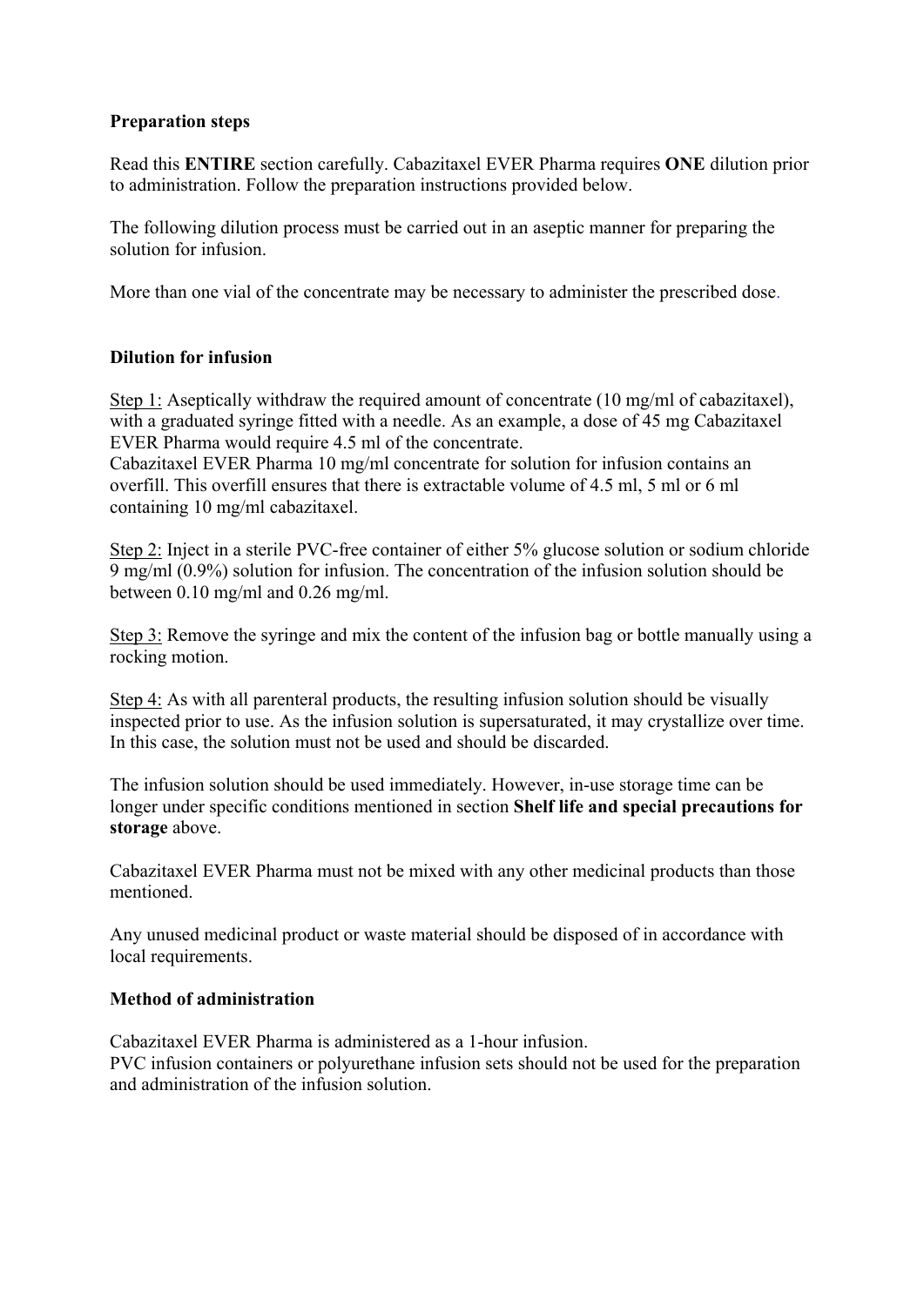**Preparation steps**

Read this **ENTIRE** section carefully. Cabazitaxel EVER Pharma requires **ONE** dilution prior to administration. Follow the preparation instructions provided below.

The following dilution process must be carried out in an aseptic manner for preparing the solution for infusion.

More than one vial of the concentrate may be necessary to administer the prescribed dose.

**Dilution for infusion**

Step 1: Aseptically withdraw the required amount of concentrate (10 mg/ml of cabazitaxel), with a graduated syringe fitted with a needle. As an example, a dose of 45 mg Cabazitaxel EVER Pharma would require 4.5 ml of the concentrate.
Cabazitaxel EVER Pharma 10 mg/ml concentrate for solution for infusion contains an overfill. This overfill ensures that there is extractable volume of 4.5 ml, 5 ml or 6 ml containing 10 mg/ml cabazitaxel.

Step 2: Inject in a sterile PVC-free container of either 5% glucose solution or sodium chloride 9 mg/ml (0.9%) solution for infusion. The concentration of the infusion solution should be between 0.10 mg/ml and 0.26 mg/ml.

Step 3: Remove the syringe and mix the content of the infusion bag or bottle manually using a rocking motion.

Step 4: As with all parenteral products, the resulting infusion solution should be visually inspected prior to use. As the infusion solution is supersaturated, it may crystallize over time. In this case, the solution must not be used and should be discarded.

The infusion solution should be used immediately. However, in-use storage time can be longer under specific conditions mentioned in section **Shelf life and special precautions for storage** above.

Cabazitaxel EVER Pharma must not be mixed with any other medicinal products than those mentioned.

Any unused medicinal product or waste material should be disposed of in accordance with local requirements.

**Method of administration**

Cabazitaxel EVER Pharma is administered as a 1-hour infusion.
PVC infusion containers or polyurethane infusion sets should not be used for the preparation and administration of the infusion solution.